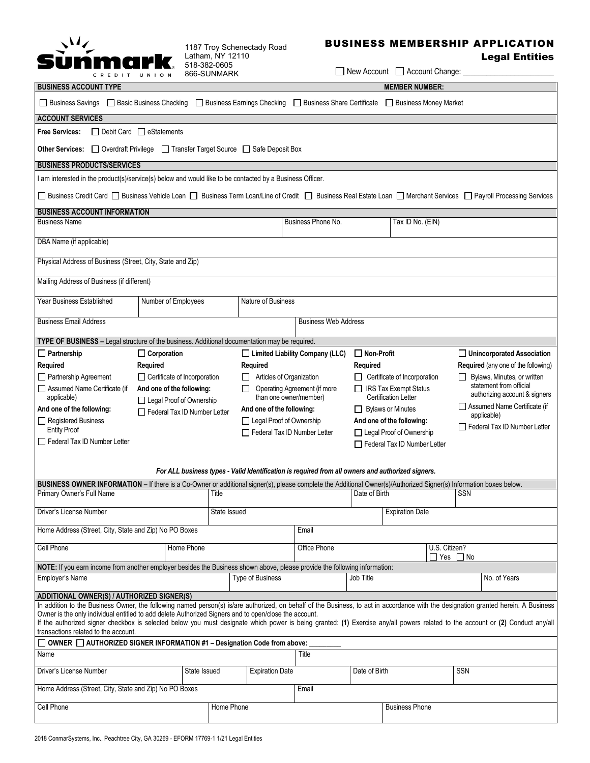**Sunmark CREDIT UNION**

1187 Troy Schenectady Road
Latham, NY 12110
518-382-0605
866-SUNMARK

# BUSINESS MEMBERSHIP APPLICATION

## Legal Entities

☐ New Account ☐ Account Change: ____________________

**BUSINESS ACCOUNT TYPE** **MEMBER NUMBER:**

☐ Business Savings ☐ Basic Business Checking ☐ Business Earnings Checking ☐ Business Share Certificate ☐ Business Money Market

**ACCOUNT SERVICES**

**Free Services:** ☐ Debit Card ☐ eStatements

**Other Services:** ☐ Overdraft Privilege ☐ Transfer Target Source ☐ Safe Deposit Box

**BUSINESS PRODUCTS/SERVICES**

I am interested in the product(s)/service(s) below and would like to be contacted by a Business Officer.

☐ Business Credit Card ☐ Business Vehicle Loan ☐ Business Term Loan/Line of Credit ☐ Business Real Estate Loan ☐ Merchant Services ☐ Payroll Processing Services

**BUSINESS ACCOUNT INFORMATION**

| Business Name | Business Phone No. | Tax ID No. (EIN) |
|---|---|---|
| | | |

| DBA Name (if applicable) |
|---|
| |

| Physical Address of Business (Street, City, State and Zip) |
|---|
| |

| Mailing Address of Business (if different) |
|---|
| |

| Year Business Established | Number of Employees | Nature of Business |
|---|---|---|
| | | |

| Business Email Address | Business Web Address |
|---|---|
| | |

**TYPE OF BUSINESS –** Legal structure of the business. Additional documentation may be required.

| ☐ **Partnership** | ☐ **Corporation** | ☐ **Limited Liability Company (LLC)** | ☐ **Non-Profit** | ☐ **Unincorporated Association** |
|---|---|---|---|---|
| **Required** | **Required** | **Required** | **Required** | **Required** (any one of the following) |
| ☐ Partnership Agreement | ☐ Certificate of Incorporation | ☐ Articles of Organization | ☐ Certificate of Incorporation | ☐ Bylaws, Minutes, or written statement from official authorizing account & signers |
| ☐ Assumed Name Certificate (if applicable) | **And one of the following:** | ☐ Operating Agreement (if more than one owner/member) | ☐ IRS Tax Exempt Status Certification Letter | ☐ Assumed Name Certificate (if applicable) |
| **And one of the following:** | ☐ Legal Proof of Ownership | **And one of the following:** | ☐ Bylaws or Minutes | ☐ Federal Tax ID Number Letter |
| ☐ Registered Business Entity Proof | ☐ Federal Tax ID Number Letter | ☐ Legal Proof of Ownership | **And one of the following:** | |
| ☐ Federal Tax ID Number Letter | | ☐ Federal Tax ID Number Letter | ☐ Legal Proof of Ownership | |
| | | | ☐ Federal Tax ID Number Letter | |

***For ALL business types - Valid Identification is required from all owners and authorized signers.***

**BUSINESS OWNER INFORMATION –** If there is a Co-Owner or additional signer(s), please complete the Additional Owner(s)/Authorized Signer(s) Information boxes below.

| Primary Owner's Full Name | Title | Date of Birth | SSN |
|---|---|---|---|
| | | | |

| Driver's License Number | State Issued | Expiration Date |
|---|---|---|
| | | |

| Home Address (Street, City, State and Zip) No PO Boxes | Email |
|---|---|
| | |

| Cell Phone | Home Phone | Office Phone | U.S. Citizen? ☐ Yes ☐ No |
|---|---|---|---|
| | | | |

**NOTE:** If you earn income from another employer besides the Business shown above, please provide the following information:

| Employer's Name | Type of Business | Job Title | No. of Years |
|---|---|---|---|
| | | | |

**ADDITIONAL OWNER(S) / AUTHORIZED SIGNER(S)**

In addition to the Business Owner, the following named person(s) is/are authorized, on behalf of the Business, to act in accordance with the designation granted herein. A Business Owner is the only individual entitled to add delete Authorized Signers and to open/close the account.
If the authorized signer checkbox is selected below you must designate which power is being granted: **(1)** Exercise any/all powers related to the account or **(2)** Conduct any/all transactions related to the account.

☐ **OWNER** ☐ **AUTHORIZED SIGNER INFORMATION #1 – Designation Code from above:** ________

| Name | Title |
|---|---|
| | |

| Driver's License Number | State Issued | Expiration Date | Date of Birth | SSN |
|---|---|---|---|---|
| | | | | |

| Home Address (Street, City, State and Zip) No PO Boxes | Email |
|---|---|
| | |

| Cell Phone | Home Phone | Business Phone |
|---|---|---|
| | | |

2018 ConmarSystems, Inc., Peachtree City, GA 30269 - EFORM 17769-1 1/21 Legal Entities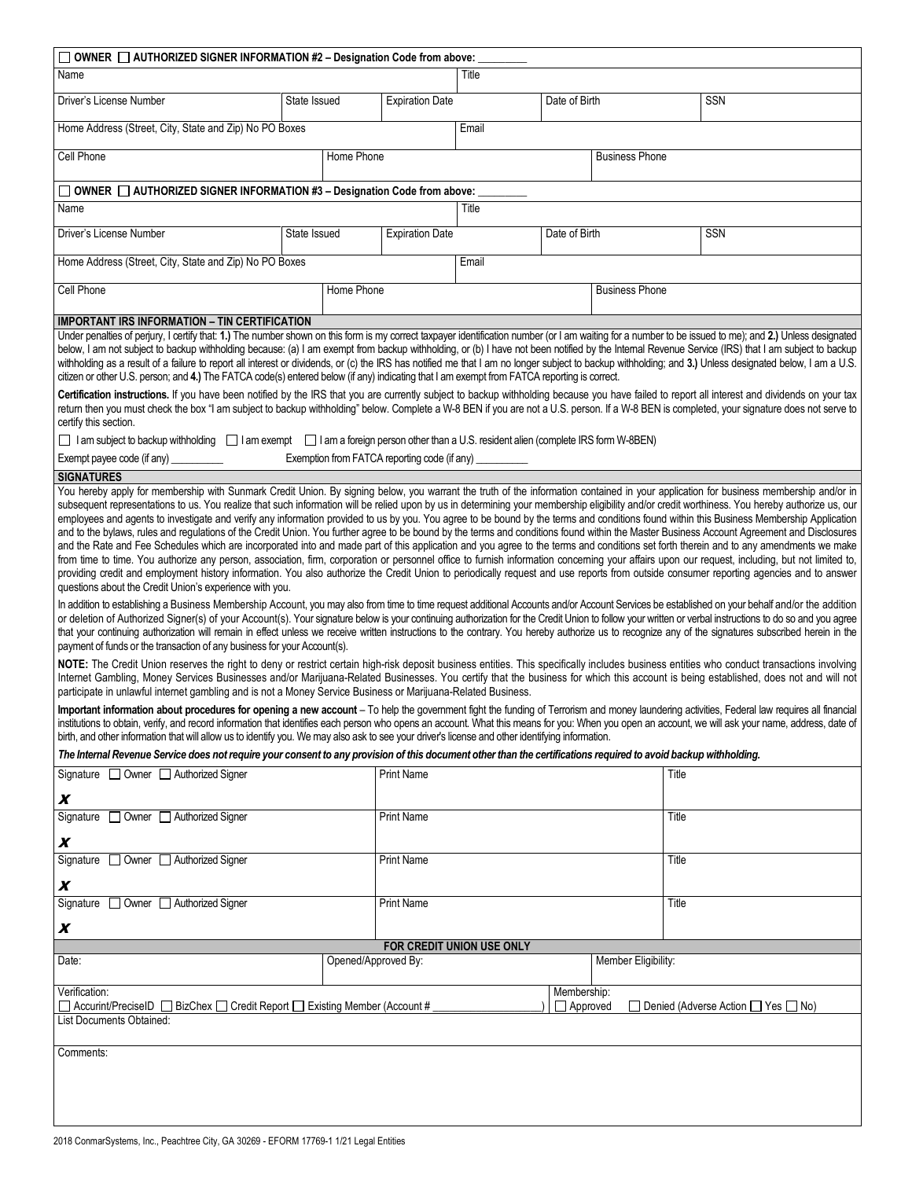| ☐ OWNER ☐ AUTHORIZED SIGNER INFORMATION #2 – Designation Code from above: _________ | | | | |
|---|---|---|---|---|
| Name | | | Title | |
| Driver's License Number | State Issued | Expiration Date | Date of Birth | SSN |
| Home Address (Street, City, State and Zip) No PO Boxes | | | Email | |
| Cell Phone | Home Phone | | Business Phone | |

| ☐ OWNER ☐ AUTHORIZED SIGNER INFORMATION #3 – Designation Code from above: _________ | | | | |
|---|---|---|---|---|
| Name | | | Title | |
| Driver's License Number | State Issued | Expiration Date | Date of Birth | SSN |
| Home Address (Street, City, State and Zip) No PO Boxes | | | Email | |
| Cell Phone | Home Phone | | Business Phone | |

**IMPORTANT IRS INFORMATION – TIN CERTIFICATION**

Under penalties of perjury, I certify that: **1.)** The number shown on this form is my correct taxpayer identification number (or I am waiting for a number to be issued to me); and **2.)** Unless designated below, I am not subject to backup withholding because: (a) I am exempt from backup withholding, or (b) I have not been notified by the Internal Revenue Service (IRS) that I am subject to backup withholding as a result of a failure to report all interest or dividends, or (c) the IRS has notified me that I am no longer subject to backup withholding; and **3.)** Unless designated below, I am a U.S. citizen or other U.S. person; and **4.)** The FATCA code(s) entered below (if any) indicating that I am exempt from FATCA reporting is correct.

**Certification instructions.** If you have been notified by the IRS that you are currently subject to backup withholding because you have failed to report all interest and dividends on your tax return then you must check the box "I am subject to backup withholding" below. Complete a W-8 BEN if you are not a U.S. person. If a W-8 BEN is completed, your signature does not serve to certify this section.

☐ I am subject to backup withholding ☐ I am exempt ☐ I am a foreign person other than a U.S. resident alien (complete IRS form W-8BEN)

Exempt payee code (if any) __________ Exemption from FATCA reporting code (if any) __________

**SIGNATURES**

You hereby apply for membership with Sunmark Credit Union. By signing below, you warrant the truth of the information contained in your application for business membership and/or in subsequent representations to us. You realize that such information will be relied upon by us in determining your membership eligibility and/or credit worthiness. You hereby authorize us, our employees and agents to investigate and verify any information provided to us by you. You agree to be bound by the terms and conditions found within this Business Membership Application and to the bylaws, rules and regulations of the Credit Union. You further agree to be bound by the terms and conditions found within the Master Business Account Agreement and Disclosures and the Rate and Fee Schedules which are incorporated into and made part of this application and you agree to the terms and conditions set forth therein and to any amendments we make from time to time. You authorize any person, association, firm, corporation or personnel office to furnish information concerning your affairs upon our request, including, but not limited to, providing credit and employment history information. You also authorize the Credit Union to periodically request and use reports from outside consumer reporting agencies and to answer questions about the Credit Union's experience with you.

In addition to establishing a Business Membership Account, you may also from time to time request additional Accounts and/or Account Services be established on your behalf and/or the addition or deletion of Authorized Signer(s) of your Account(s). Your signature below is your continuing authorization for the Credit Union to follow your written or verbal instructions to do so and you agree that your continuing authorization will remain in effect unless we receive written instructions to the contrary. You hereby authorize us to recognize any of the signatures subscribed herein in the payment of funds or the transaction of any business for your Account(s).

**NOTE:** The Credit Union reserves the right to deny or restrict certain high-risk deposit business entities. This specifically includes business entities who conduct transactions involving Internet Gambling, Money Services Businesses and/or Marijuana-Related Businesses. You certify that the business for which this account is being established, does not and will not participate in unlawful internet gambling and is not a Money Service Business or Marijuana-Related Business.

**Important information about procedures for opening a new account** – To help the government fight the funding of Terrorism and money laundering activities, Federal law requires all financial institutions to obtain, verify, and record information that identifies each person who opens an account. What this means for you: When you open an account, we will ask your name, address, date of birth, and other information that will allow us to identify you. We may also ask to see your driver's license and other identifying information.

***The Internal Revenue Service does not require your consent to any provision of this document other than the certifications required to avoid backup withholding.***

| Signature ☐ Owner ☐ Authorized Signer | Print Name | Title |
|---|---|---|
| *X* | | |
| Signature ☐ Owner ☐ Authorized Signer | Print Name | Title |
| *X* | | |
| Signature ☐ Owner ☐ Authorized Signer | Print Name | Title |
| *X* | | |
| Signature ☐ Owner ☐ Authorized Signer | Print Name | Title |
| *X* | | |

**FOR CREDIT UNION USE ONLY**

| Date: | Opened/Approved By: | Member Eligibility: |
|---|---|---|
| Verification: ☐ Accurint/PreciseID ☐ BizChex ☐ Credit Report ☐ Existing Member (Account # __________________) | Membership: ☐ Approved ☐ Denied (Adverse Action ☐ Yes ☐ No) | |
| List Documents Obtained: | | |
| Comments: | | |

2018 ConmarSystems, Inc., Peachtree City, GA 30269 - EFORM 17769-1 1/21 Legal Entities